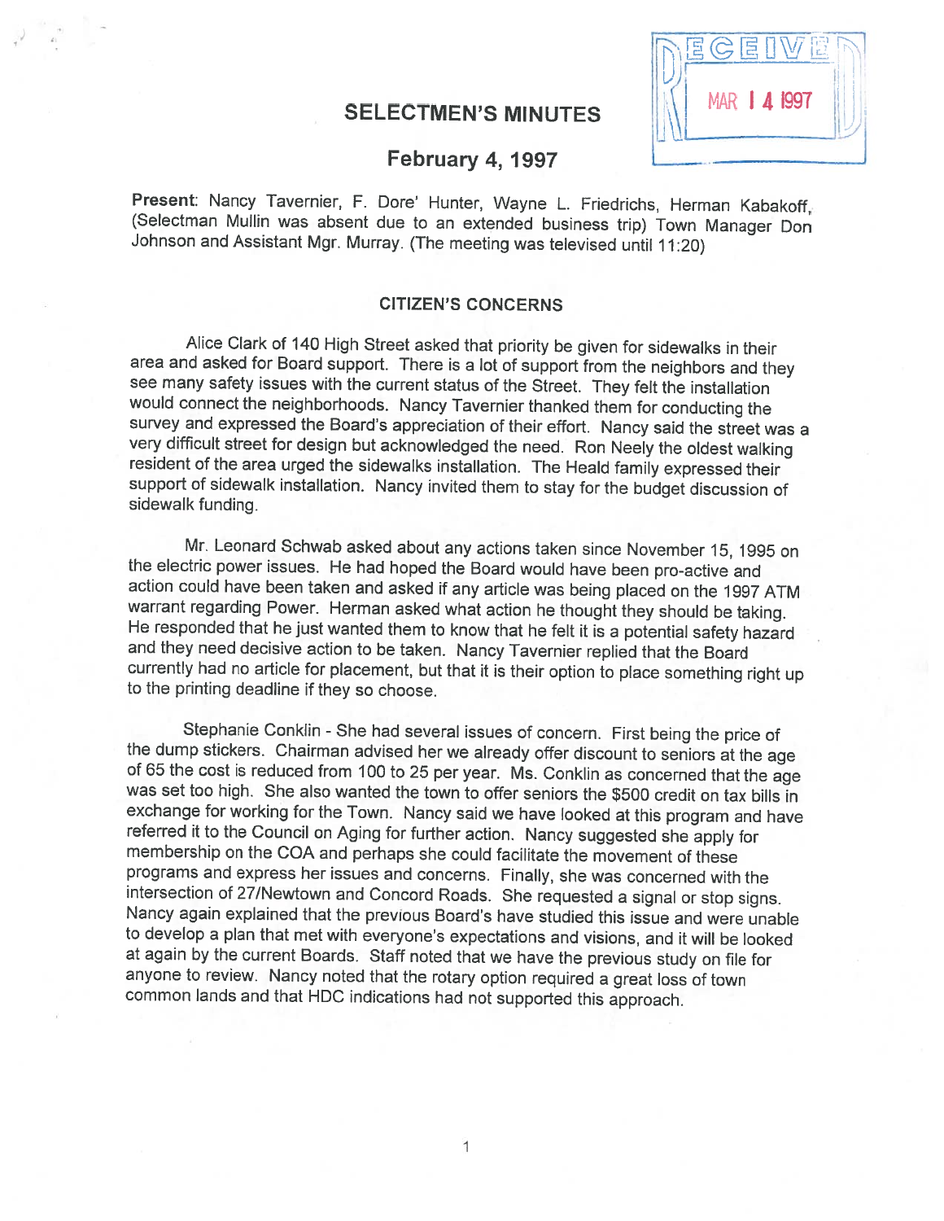# SELECTMEN'S MINUTES

RECEIVED MAR 14 1997

## February 4, 1997

**Present**: Nancy Tavernier, F. Dore' Hunter, Wayne L. Friedrichs, Herman Kabakoff, (Selectman Mullin was absent due to an extended business trip) Town Manager Don Johnson and Assistant Mgr. Murray. (The meeting was televised until 11:20)

### CITIZEN'S CONCERNS

Alice Clark of 140 High Street asked that priority be given for sidewalks in their area and asked for Board support. There is a lot of support from the neighbors and they see many safety issues with the current status of the Street. They felt the installation would connect the neighborhoods. Nancy Tavernier thanked them for conducting the survey and expressed the Board's appreciation of their effort. Nancy said the street was a very difficult street for design but acknowledged the need. Ron Neely the oldest walking resident of the area urged the sidewalks installation. The Heald family expressed their support of sidewalk installation. Nancy invited them to stay for the budget discussion of sidewalk funding.

Mr. Leonard Schwab asked about any actions taken since November 15, 1995 on the electric power issues. He had hoped the Board would have been pro-active and action could have been taken and asked if any article was being placed on the 1997 ATM warrant regarding Power. Herman asked what action he thought they should be taking. He responded that he just wanted them to know that he felt it is a potential safety hazard and they need decisive action to be taken. Nancy Tavernier replied that the Board currently had no article for placement, but that it is their option to place something right up to the printing deadline if they so choose.

Stephanie Conklin - She had several issues of concern. First being the price of the dump stickers. Chairman advised her we already offer discount to seniors at the age of 65 the cost is reduced from 100 to 25 per year. Ms. Conklin as concerned that the age was set too high. She also wanted the town to offer seniors the $500 credit on tax bills in exchange for working for the Town. Nancy said we have looked at this program and have referred it to the Council on Aging for further action. Nancy suggested she apply for membership on the COA and perhaps she could facilitate the movement of these programs and express her issues and concerns. Finally, she was concerned with the intersection of 27/Newtown and Concord Roads. She requested a signal or stop signs. Nancy again explained that the previous Board's have studied this issue and were unable to develop a plan that met with everyone's expectations and visions, and it will be looked at again by the current Boards. Staff noted that we have the previous study on file for anyone to review. Nancy noted that the rotary option required a great loss of town common lands and that HDC indications had not supported this approach.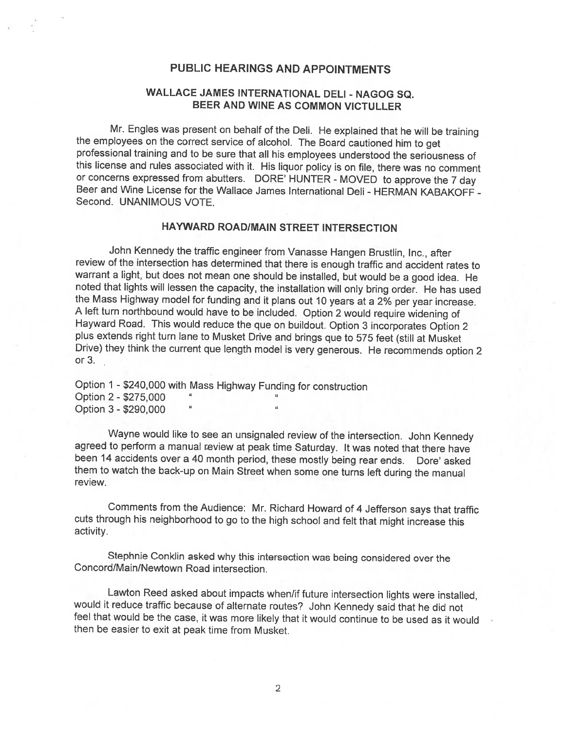## PUBLIC HEARINGS AND APPOINTMENTS

### WALLACE JAMES INTERNATIONAL DELI - NAGOG SQ. BEER AND WINE AS COMMON VICTULLER

Mr. Engles was present on behalf of the Deli. He explained that he will be training the employees on the correct service of alcohol. The Board cautioned him to get professional training and to be sure that all his employees understood the seriousness of this license and rules associated with it. His liquor policy is on file, there was no comment or concerns expressed from abutters. DORE' HUNTER - MOVED to approve the 7 day Beer and Wine License for the Wallace James International Deli - HERMAN KABAKOFF - Second. UNANIMOUS VOTE.

### HAYWARD ROAD/MAIN STREET INTERSECTION

John Kennedy the traffic engineer from Vanasse Hangen Brustlin, Inc., after review of the intersection has determined that there is enough traffic and accident rates to warrant a light, but does not mean one should be installed, but would be a good idea. He noted that lights will lessen the capacity, the installation will only bring order. He has used the Mass Highway model for funding and it plans out 10 years at a 2% per year increase. A left turn northbound would have to be included. Option 2 would require widening of Hayward Road. This would reduce the que on buildout. Option 3 incorporates Option 2 plus extends right turn lane to Musket Drive and brings que to 575 feet (still at Musket Drive) they think the current que length model is very generous. He recommends option 2 or 3.

Option 1 - $240,000 with Mass Highway Funding for construction
Option 2 - $275,000 " "
Option 3 - $290,000 " "

Wayne would like to see an unsignaled review of the intersection. John Kennedy agreed to perform a manual review at peak time Saturday. It was noted that there have been 14 accidents over a 40 month period, these mostly being rear ends. Dore' asked them to watch the back-up on Main Street when some one turns left during the manual review.

Comments from the Audience: Mr. Richard Howard of 4 Jefferson says that traffic cuts through his neighborhood to go to the high school and felt that might increase this activity.

Stephnie Conklin asked why this intersection was being considered over the Concord/Main/Newtown Road intersection.

Lawton Reed asked about impacts when/if future intersection lights were installed, would it reduce traffic because of alternate routes? John Kennedy said that he did not feel that would be the case, it was more likely that it would continue to be used as it would then be easier to exit at peak time from Musket.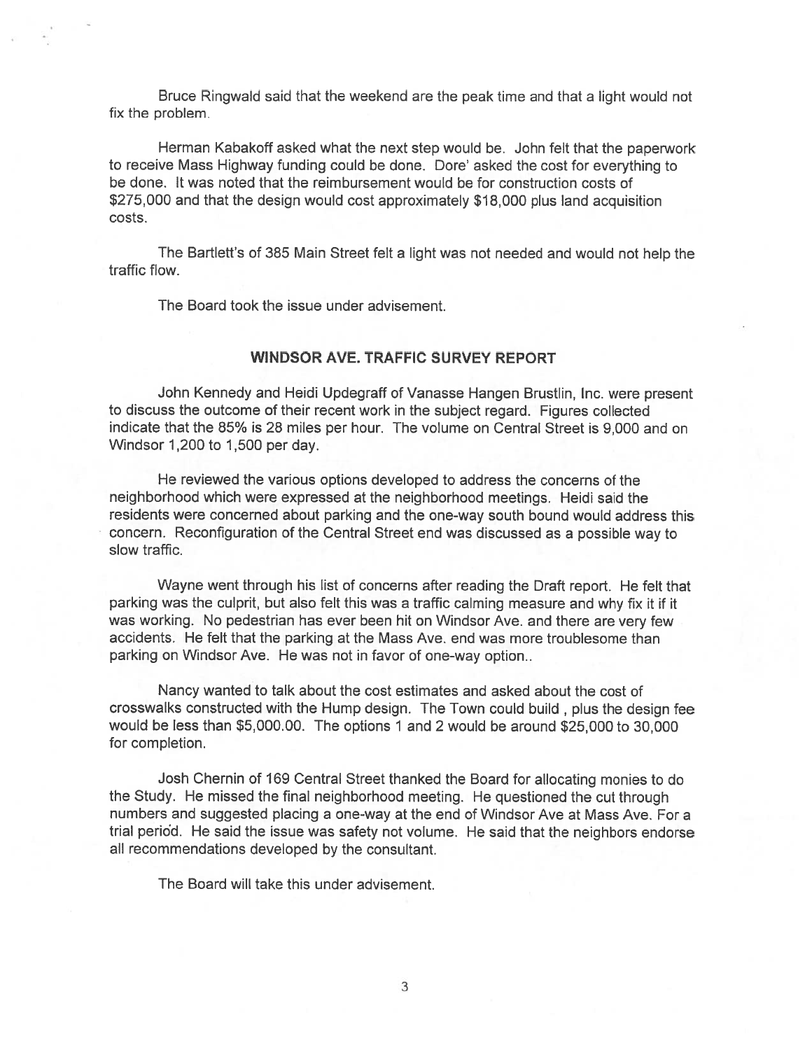Bruce Ringwald said that the weekend are the peak time and that a light would not fix the problem.

Herman Kabakoff asked what the next step would be. John felt that the paperwork to receive Mass Highway funding could be done. Dore' asked the cost for everything to be done. It was noted that the reimbursement would be for construction costs of $275,000 and that the design would cost approximately $18,000 plus land acquisition costs.

The Bartlett's of 385 Main Street felt a light was not needed and would not help the traffic flow.

The Board took the issue under advisement.

## WINDSOR AVE. TRAFFIC SURVEY REPORT

John Kennedy and Heidi Updegraff of Vanasse Hangen Brustlin, Inc. were present to discuss the outcome of their recent work in the subject regard. Figures collected indicate that the 85% is 28 miles per hour. The volume on Central Street is 9,000 and on Windsor 1,200 to 1,500 per day.

He reviewed the various options developed to address the concerns of the neighborhood which were expressed at the neighborhood meetings. Heidi said the residents were concerned about parking and the one-way south bound would address this concern. Reconfiguration of the Central Street end was discussed as a possible way to slow traffic.

Wayne went through his list of concerns after reading the Draft report. He felt that parking was the culprit, but also felt this was a traffic calming measure and why fix it if it was working. No pedestrian has ever been hit on Windsor Ave. and there are very few accidents. He felt that the parking at the Mass Ave. end was more troublesome than parking on Windsor Ave. He was not in favor of one-way option..

Nancy wanted to talk about the cost estimates and asked about the cost of crosswalks constructed with the Hump design. The Town could build , plus the design fee would be less than $5,000.00. The options 1 and 2 would be around $25,000 to 30,000 for completion.

Josh Chernin of 169 Central Street thanked the Board for allocating monies to do the Study. He missed the final neighborhood meeting. He questioned the cut through numbers and suggested placing a one-way at the end of Windsor Ave at Mass Ave. For a trial period. He said the issue was safety not volume. He said that the neighbors endorse all recommendations developed by the consultant.

The Board will take this under advisement.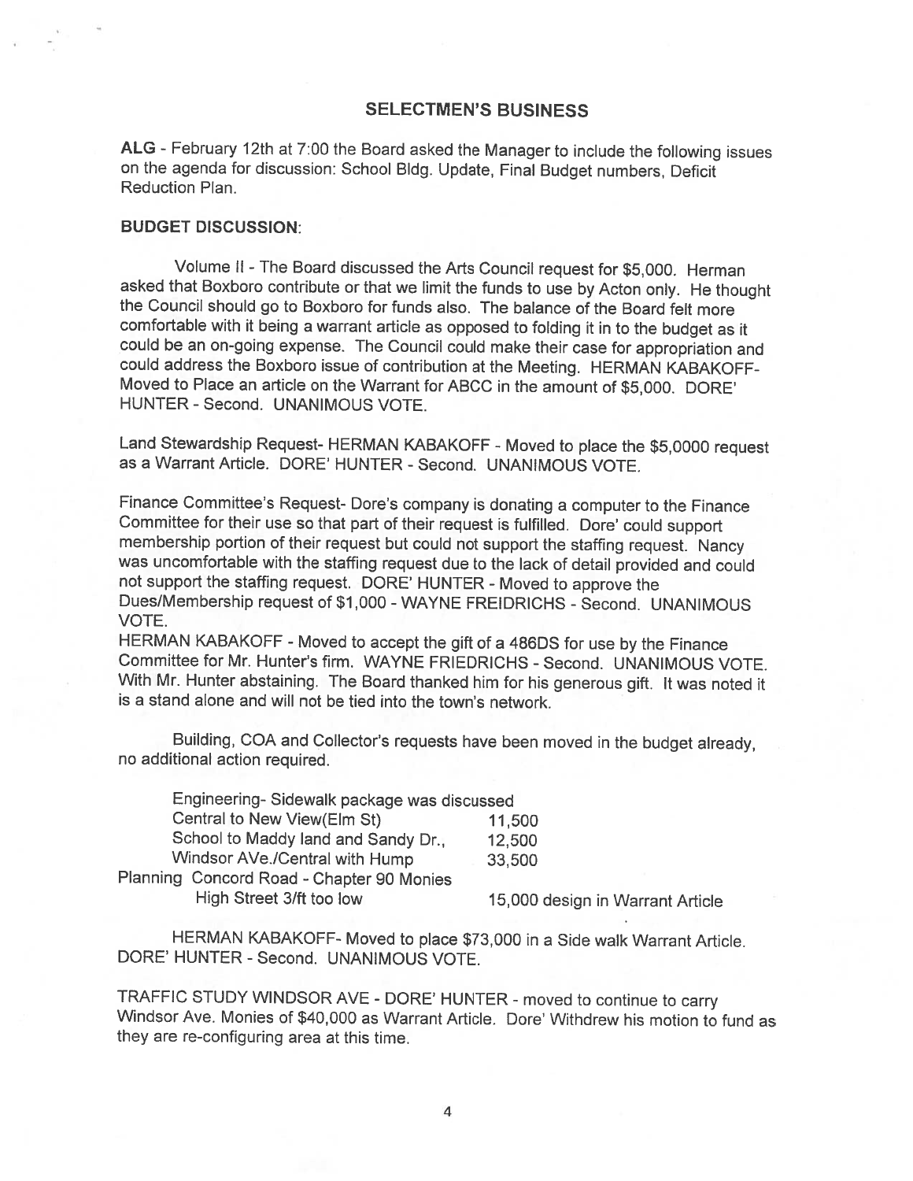## SELECTMEN'S BUSINESS

**ALG** - February 12th at 7:00 the Board asked the Manager to include the following issues on the agenda for discussion: School Bldg. Update, Final Budget numbers, Deficit Reduction Plan.

**BUDGET DISCUSSION**:

Volume II - The Board discussed the Arts Council request for $5,000. Herman asked that Boxboro contribute or that we limit the funds to use by Acton only. He thought the Council should go to Boxboro for funds also. The balance of the Board felt more comfortable with it being a warrant article as opposed to folding it in to the budget as it could be an on-going expense. The Council could make their case for appropriation and could address the Boxboro issue of contribution at the Meeting. HERMAN KABAKOFF- Moved to Place an article on the Warrant for ABCC in the amount of $5,000. DORE' HUNTER - Second. UNANIMOUS VOTE.

Land Stewardship Request- HERMAN KABAKOFF - Moved to place the $5,0000 request as a Warrant Article. DORE' HUNTER - Second. UNANIMOUS VOTE.

Finance Committee's Request- Dore's company is donating a computer to the Finance Committee for their use so that part of their request is fulfilled. Dore' could support membership portion of their request but could not support the staffing request. Nancy was uncomfortable with the staffing request due to the lack of detail provided and could not support the staffing request. DORE' HUNTER - Moved to approve the Dues/Membership request of $1,000 - WAYNE FREIDRICHS - Second. UNANIMOUS VOTE.
HERMAN KABAKOFF - Moved to accept the gift of a 486DS for use by the Finance Committee for Mr. Hunter's firm. WAYNE FRIEDRICHS - Second. UNANIMOUS VOTE. With Mr. Hunter abstaining. The Board thanked him for his generous gift. It was noted it is a stand alone and will not be tied into the town's network.

Building, COA and Collector's requests have been moved in the budget already, no additional action required.

| Engineering- Sidewalk package was discussed | |
|---|---|
| Central to New View(Elm St) | 11,500 |
| School to Maddy land and Sandy Dr., | 12,500 |
| Windsor AVe./Central with Hump | 33,500 |
| Planning Concord Road - Chapter 90 Monies | |
| High Street 3/ft too low | 15,000 design in Warrant Article |

HERMAN KABAKOFF- Moved to place $73,000 in a Side walk Warrant Article. DORE' HUNTER - Second. UNANIMOUS VOTE.

TRAFFIC STUDY WINDSOR AVE - DORE' HUNTER - moved to continue to carry Windsor Ave. Monies of $40,000 as Warrant Article. Dore' Withdrew his motion to fund as they are re-configuring area at this time.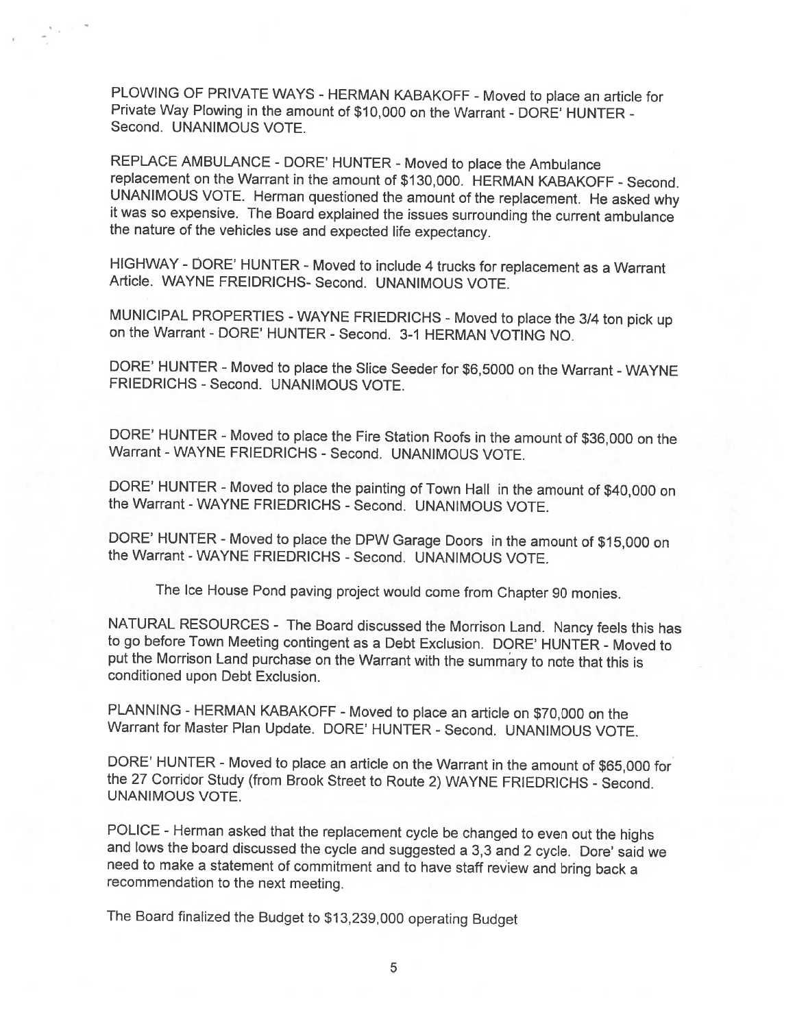PLOWING OF PRIVATE WAYS - HERMAN KABAKOFF - Moved to place an article for Private Way Plowing in the amount of $10,000 on the Warrant - DORE' HUNTER - Second. UNANIMOUS VOTE.

REPLACE AMBULANCE - DORE' HUNTER - Moved to place the Ambulance replacement on the Warrant in the amount of $130,000. HERMAN KABAKOFF - Second. UNANIMOUS VOTE. Herman questioned the amount of the replacement. He asked why it was so expensive. The Board explained the issues surrounding the current ambulance the nature of the vehicles use and expected life expectancy.

HIGHWAY - DORE' HUNTER - Moved to include 4 trucks for replacement as a Warrant Article. WAYNE FREIDRICHS- Second. UNANIMOUS VOTE.

MUNICIPAL PROPERTIES - WAYNE FRIEDRICHS - Moved to place the 3/4 ton pick up on the Warrant - DORE' HUNTER - Second. 3-1 HERMAN VOTING NO.

DORE' HUNTER - Moved to place the Slice Seeder for $6,5000 on the Warrant - WAYNE FRIEDRICHS - Second. UNANIMOUS VOTE.

DORE' HUNTER - Moved to place the Fire Station Roofs in the amount of $36,000 on the Warrant - WAYNE FRIEDRICHS - Second. UNANIMOUS VOTE.

DORE' HUNTER - Moved to place the painting of Town Hall in the amount of $40,000 on the Warrant - WAYNE FRIEDRICHS - Second. UNANIMOUS VOTE.

DORE' HUNTER - Moved to place the DPW Garage Doors in the amount of $15,000 on the Warrant - WAYNE FRIEDRICHS - Second. UNANIMOUS VOTE.

The Ice House Pond paving project would come from Chapter 90 monies.

NATURAL RESOURCES - The Board discussed the Morrison Land. Nancy feels this has to go before Town Meeting contingent as a Debt Exclusion. DORE' HUNTER - Moved to put the Morrison Land purchase on the Warrant with the summary to note that this is conditioned upon Debt Exclusion.

PLANNING - HERMAN KABAKOFF - Moved to place an article on $70,000 on the Warrant for Master Plan Update. DORE' HUNTER - Second. UNANIMOUS VOTE.

DORE' HUNTER - Moved to place an article on the Warrant in the amount of $65,000 for the 27 Corridor Study (from Brook Street to Route 2) WAYNE FRIEDRICHS - Second. UNANIMOUS VOTE.

POLICE - Herman asked that the replacement cycle be changed to even out the highs and lows the board discussed the cycle and suggested a 3,3 and 2 cycle. Dore' said we need to make a statement of commitment and to have staff review and bring back a recommendation to the next meeting.

The Board finalized the Budget to $13,239,000 operating Budget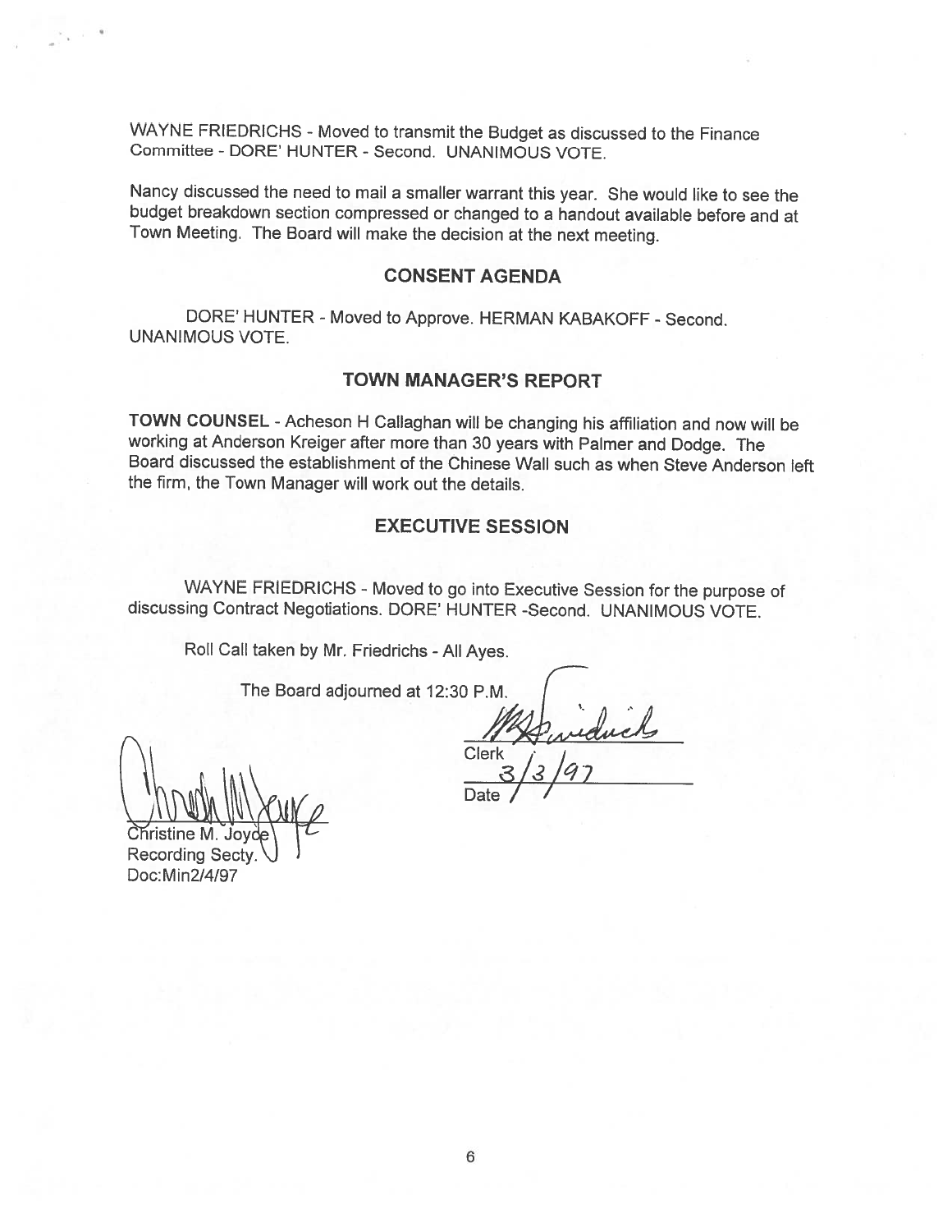WAYNE FRIEDRICHS - Moved to transmit the Budget as discussed to the Finance Committee - DORE' HUNTER - Second. UNANIMOUS VOTE.

Nancy discussed the need to mail a smaller warrant this year. She would like to see the budget breakdown section compressed or changed to a handout available before and at Town Meeting. The Board will make the decision at the next meeting.

## CONSENT AGENDA

DORE' HUNTER - Moved to Approve. HERMAN KABAKOFF - Second. UNANIMOUS VOTE.

## TOWN MANAGER'S REPORT

**TOWN COUNSEL** - Acheson H Callaghan will be changing his affiliation and now will be working at Anderson Kreiger after more than 30 years with Palmer and Dodge. The Board discussed the establishment of the Chinese Wall such as when Steve Anderson left the firm, the Town Manager will work out the details.

## EXECUTIVE SESSION

WAYNE FRIEDRICHS - Moved to go into Executive Session for the purpose of discussing Contract Negotiations. DORE' HUNTER -Second. UNANIMOUS VOTE.

Roll Call taken by Mr. Friedrichs - All Ayes.

The Board adjourned at 12:30 P.M.

Clerk

3/3/97
Date

Christine M. Joyce
Recording Secty.
Doc:Min2/4/97